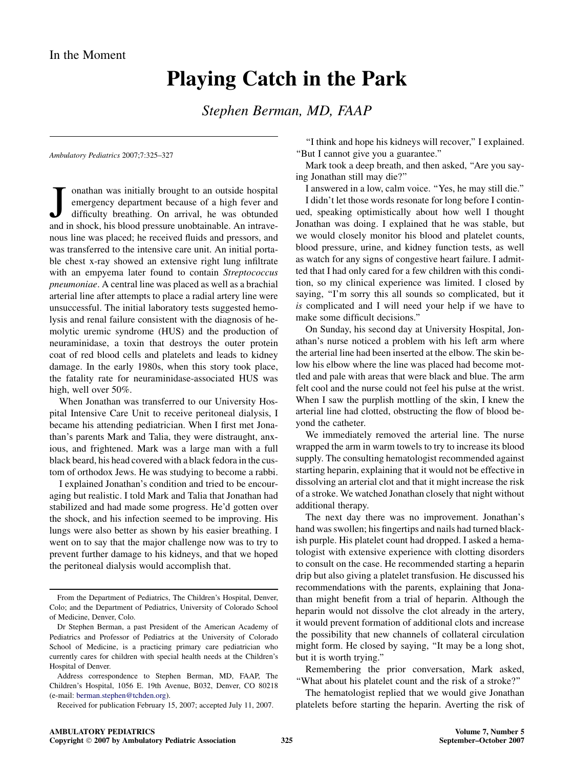In the Moment

# Playing Catch in the Park

*Stephen Berman, MD, FAAP*

*Ambulatory Pediatrics* 2007;7:325–327

Jonathan was initially brought to an outside hospital emergency department because of a high fever and difficulty breathing. On arrival, he was obtunded and in shock, his blood pressure unobtainable. An intravenous line was placed; he received fluids and pressors, and was transferred to the intensive care unit. An initial portable chest x-ray showed an extensive right lung infiltrate with an empyema later found to contain *Streptococcus pneumoniae*. A central line was placed as well as a brachial arterial line after attempts to place a radial artery line were unsuccessful. The initial laboratory tests suggested hemolysis and renal failure consistent with the diagnosis of hemolytic uremic syndrome (HUS) and the production of neuraminidase, a toxin that destroys the outer protein coat of red blood cells and platelets and leads to kidney damage. In the early 1980s, when this story took place, the fatality rate for neuraminidase-associated HUS was high, well over 50%.

When Jonathan was transferred to our University Hospital Intensive Care Unit to receive peritoneal dialysis, I became his attending pediatrician. When I first met Jonathan's parents Mark and Talia, they were distraught, anxious, and frightened. Mark was a large man with a full black beard, his head covered with a black fedora in the custom of orthodox Jews. He was studying to become a rabbi.

I explained Jonathan's condition and tried to be encouraging but realistic. I told Mark and Talia that Jonathan had stabilized and had made some progress. He'd gotten over the shock, and his infection seemed to be improving. His lungs were also better as shown by his easier breathing. I went on to say that the major challenge now was to try to prevent further damage to his kidneys, and that we hoped the peritoneal dialysis would accomplish that.

"I think and hope his kidneys will recover," I explained. "But I cannot give you a guarantee."

Mark took a deep breath, and then asked, "Are you saying Jonathan still may die?"

I answered in a low, calm voice. "Yes, he may still die."

I didn't let those words resonate for long before I continued, speaking optimistically about how well I thought Jonathan was doing. I explained that he was stable, but we would closely monitor his blood and platelet counts, blood pressure, urine, and kidney function tests, as well as watch for any signs of congestive heart failure. I admitted that I had only cared for a few children with this condition, so my clinical experience was limited. I closed by saying, "I'm sorry this all sounds so complicated, but it *is* complicated and I will need your help if we have to make some difficult decisions."

On Sunday, his second day at University Hospital, Jonathan's nurse noticed a problem with his left arm where the arterial line had been inserted at the elbow. The skin below his elbow where the line was placed had become mottled and pale with areas that were black and blue. The arm felt cool and the nurse could not feel his pulse at the wrist. When I saw the purplish mottling of the skin, I knew the arterial line had clotted, obstructing the flow of blood beyond the catheter.

We immediately removed the arterial line. The nurse wrapped the arm in warm towels to try to increase its blood supply. The consulting hematologist recommended against starting heparin, explaining that it would not be effective in dissolving an arterial clot and that it might increase the risk of a stroke. We watched Jonathan closely that night without additional therapy.

The next day there was no improvement. Jonathan's hand was swollen; his fingertips and nails had turned blackish purple. His platelet count had dropped. I asked a hematologist with extensive experience with clotting disorders to consult on the case. He recommended starting a heparin drip but also giving a platelet transfusion. He discussed his recommendations with the parents, explaining that Jonathan might benefit from a trial of heparin. Although the heparin would not dissolve the clot already in the artery, it would prevent formation of additional clots and increase the possibility that new channels of collateral circulation might form. He closed by saying, "It may be a long shot, but it is worth trying."

Remembering the prior conversation, Mark asked, "What about his platelet count and the risk of a stroke?"

The hematologist replied that we would give Jonathan platelets before starting the heparin. Averting the risk of

---

From the Department of Pediatrics, The Children's Hospital, Denver, Colo; and the Department of Pediatrics, University of Colorado School of Medicine, Denver, Colo.

Dr Stephen Berman, a past President of the American Academy of Pediatrics and Professor of Pediatrics at the University of Colorado School of Medicine, is a practicing primary care pediatrician who currently cares for children with special health needs at the Children's Hospital of Denver.

Address correspondence to Stephen Berman, MD, FAAP, The Children's Hospital, 1056 E. 19th Avenue, B032, Denver, CO 80218 (e-mail: berman.stephen@tchden.org).

Received for publication February 15, 2007; accepted July 11, 2007.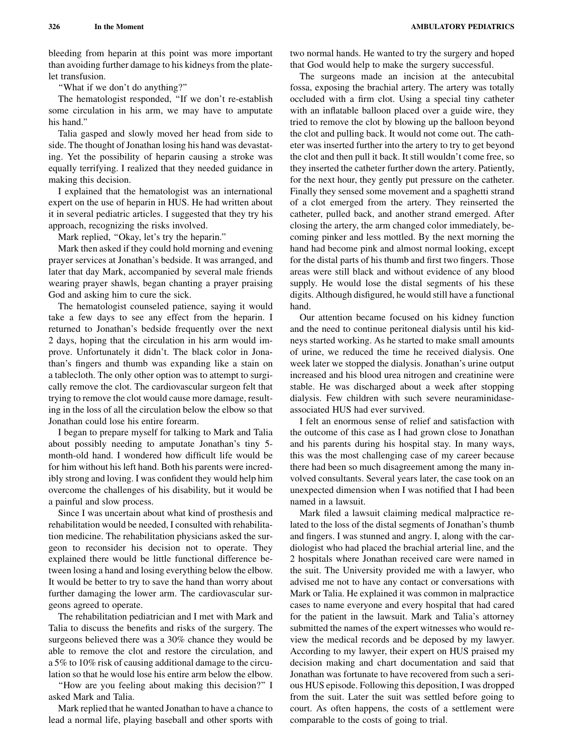bleeding from heparin at this point was more important than avoiding further damage to his kidneys from the platelet transfusion.

"What if we don't do anything?"

The hematologist responded, "If we don't re-establish some circulation in his arm, we may have to amputate his hand."

Talia gasped and slowly moved her head from side to side. The thought of Jonathan losing his hand was devastating. Yet the possibility of heparin causing a stroke was equally terrifying. I realized that they needed guidance in making this decision.

I explained that the hematologist was an international expert on the use of heparin in HUS. He had written about it in several pediatric articles. I suggested that they try his approach, recognizing the risks involved.

Mark replied, "Okay, let's try the heparin."

Mark then asked if they could hold morning and evening prayer services at Jonathan's bedside. It was arranged, and later that day Mark, accompanied by several male friends wearing prayer shawls, began chanting a prayer praising God and asking him to cure the sick.

The hematologist counseled patience, saying it would take a few days to see any effect from the heparin. I returned to Jonathan's bedside frequently over the next 2 days, hoping that the circulation in his arm would improve. Unfortunately it didn't. The black color in Jonathan's fingers and thumb was expanding like a stain on a tablecloth. The only other option was to attempt to surgically remove the clot. The cardiovascular surgeon felt that trying to remove the clot would cause more damage, resulting in the loss of all the circulation below the elbow so that Jonathan could lose his entire forearm.

I began to prepare myself for talking to Mark and Talia about possibly needing to amputate Jonathan's tiny 5-month-old hand. I wondered how difficult life would be for him without his left hand. Both his parents were incredibly strong and loving. I was confident they would help him overcome the challenges of his disability, but it would be a painful and slow process.

Since I was uncertain about what kind of prosthesis and rehabilitation would be needed, I consulted with rehabilitation medicine. The rehabilitation physicians asked the surgeon to reconsider his decision not to operate. They explained there would be little functional difference between losing a hand and losing everything below the elbow. It would be better to try to save the hand than worry about further damaging the lower arm. The cardiovascular surgeons agreed to operate.

The rehabilitation pediatrician and I met with Mark and Talia to discuss the benefits and risks of the surgery. The surgeons believed there was a 30% chance they would be able to remove the clot and restore the circulation, and a 5% to 10% risk of causing additional damage to the circulation so that he would lose his entire arm below the elbow.

"How are you feeling about making this decision?" I asked Mark and Talia.

Mark replied that he wanted Jonathan to have a chance to lead a normal life, playing baseball and other sports with two normal hands. He wanted to try the surgery and hoped that God would help to make the surgery successful.

The surgeons made an incision at the antecubital fossa, exposing the brachial artery. The artery was totally occluded with a firm clot. Using a special tiny catheter with an inflatable balloon placed over a guide wire, they tried to remove the clot by blowing up the balloon beyond the clot and pulling back. It would not come out. The catheter was inserted further into the artery to try to get beyond the clot and then pull it back. It still wouldn't come free, so they inserted the catheter further down the artery. Patiently, for the next hour, they gently put pressure on the catheter. Finally they sensed some movement and a spaghetti strand of a clot emerged from the artery. They reinserted the catheter, pulled back, and another strand emerged. After closing the artery, the arm changed color immediately, becoming pinker and less mottled. By the next morning the hand had become pink and almost normal looking, except for the distal parts of his thumb and first two fingers. Those areas were still black and without evidence of any blood supply. He would lose the distal segments of his these digits. Although disfigured, he would still have a functional hand.

Our attention became focused on his kidney function and the need to continue peritoneal dialysis until his kidneys started working. As he started to make small amounts of urine, we reduced the time he received dialysis. One week later we stopped the dialysis. Jonathan's urine output increased and his blood urea nitrogen and creatinine were stable. He was discharged about a week after stopping dialysis. Few children with such severe neuraminidase-associated HUS had ever survived.

I felt an enormous sense of relief and satisfaction with the outcome of this case as I had grown close to Jonathan and his parents during his hospital stay. In many ways, this was the most challenging case of my career because there had been so much disagreement among the many involved consultants. Several years later, the case took on an unexpected dimension when I was notified that I had been named in a lawsuit.

Mark filed a lawsuit claiming medical malpractice related to the loss of the distal segments of Jonathan's thumb and fingers. I was stunned and angry. I, along with the cardiologist who had placed the brachial arterial line, and the 2 hospitals where Jonathan received care were named in the suit. The University provided me with a lawyer, who advised me not to have any contact or conversations with Mark or Talia. He explained it was common in malpractice cases to name everyone and every hospital that had cared for the patient in the lawsuit. Mark and Talia's attorney submitted the names of the expert witnesses who would review the medical records and be deposed by my lawyer. According to my lawyer, their expert on HUS praised my decision making and chart documentation and said that Jonathan was fortunate to have recovered from such a serious HUS episode. Following this deposition, I was dropped from the suit. Later the suit was settled before going to court. As often happens, the costs of a settlement were comparable to the costs of going to trial.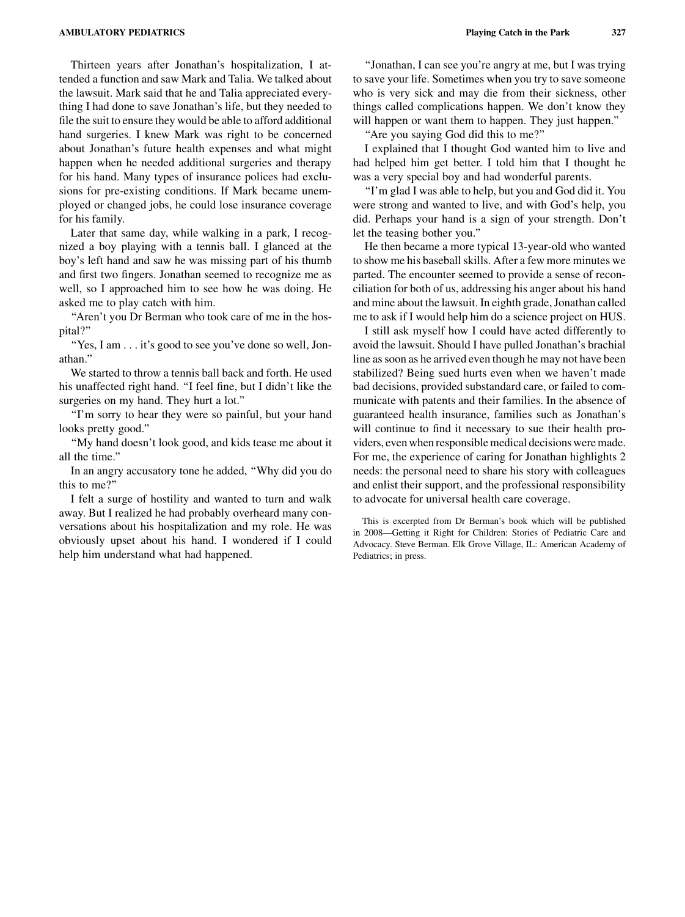Thirteen years after Jonathan's hospitalization, I attended a function and saw Mark and Talia. We talked about the lawsuit. Mark said that he and Talia appreciated everything I had done to save Jonathan's life, but they needed to file the suit to ensure they would be able to afford additional hand surgeries. I knew Mark was right to be concerned about Jonathan's future health expenses and what might happen when he needed additional surgeries and therapy for his hand. Many types of insurance polices had exclusions for pre-existing conditions. If Mark became unemployed or changed jobs, he could lose insurance coverage for his family.

Later that same day, while walking in a park, I recognized a boy playing with a tennis ball. I glanced at the boy's left hand and saw he was missing part of his thumb and first two fingers. Jonathan seemed to recognize me as well, so I approached him to see how he was doing. He asked me to play catch with him.

"Aren't you Dr Berman who took care of me in the hospital?"

"Yes, I am . . . it's good to see you've done so well, Jonathan."

We started to throw a tennis ball back and forth. He used his unaffected right hand. "I feel fine, but I didn't like the surgeries on my hand. They hurt a lot."

"I'm sorry to hear they were so painful, but your hand looks pretty good."

"My hand doesn't look good, and kids tease me about it all the time."

In an angry accusatory tone he added, "Why did you do this to me?"

I felt a surge of hostility and wanted to turn and walk away. But I realized he had probably overheard many conversations about his hospitalization and my role. He was obviously upset about his hand. I wondered if I could help him understand what had happened.

"Jonathan, I can see you're angry at me, but I was trying to save your life. Sometimes when you try to save someone who is very sick and may die from their sickness, other things called complications happen. We don't know they will happen or want them to happen. They just happen."

"Are you saying God did this to me?"

I explained that I thought God wanted him to live and had helped him get better. I told him that I thought he was a very special boy and had wonderful parents.

"I'm glad I was able to help, but you and God did it. You were strong and wanted to live, and with God's help, you did. Perhaps your hand is a sign of your strength. Don't let the teasing bother you."

He then became a more typical 13-year-old who wanted to show me his baseball skills. After a few more minutes we parted. The encounter seemed to provide a sense of reconciliation for both of us, addressing his anger about his hand and mine about the lawsuit. In eighth grade, Jonathan called me to ask if I would help him do a science project on HUS.

I still ask myself how I could have acted differently to avoid the lawsuit. Should I have pulled Jonathan's brachial line as soon as he arrived even though he may not have been stabilized? Being sued hurts even when we haven't made bad decisions, provided substandard care, or failed to communicate with patents and their families. In the absence of guaranteed health insurance, families such as Jonathan's will continue to find it necessary to sue their health providers, even when responsible medical decisions were made. For me, the experience of caring for Jonathan highlights 2 needs: the personal need to share his story with colleagues and enlist their support, and the professional responsibility to advocate for universal health care coverage.

This is excerpted from Dr Berman's book which will be published in 2008—Getting it Right for Children: Stories of Pediatric Care and Advocacy. Steve Berman. Elk Grove Village, IL: American Academy of Pediatrics; in press.